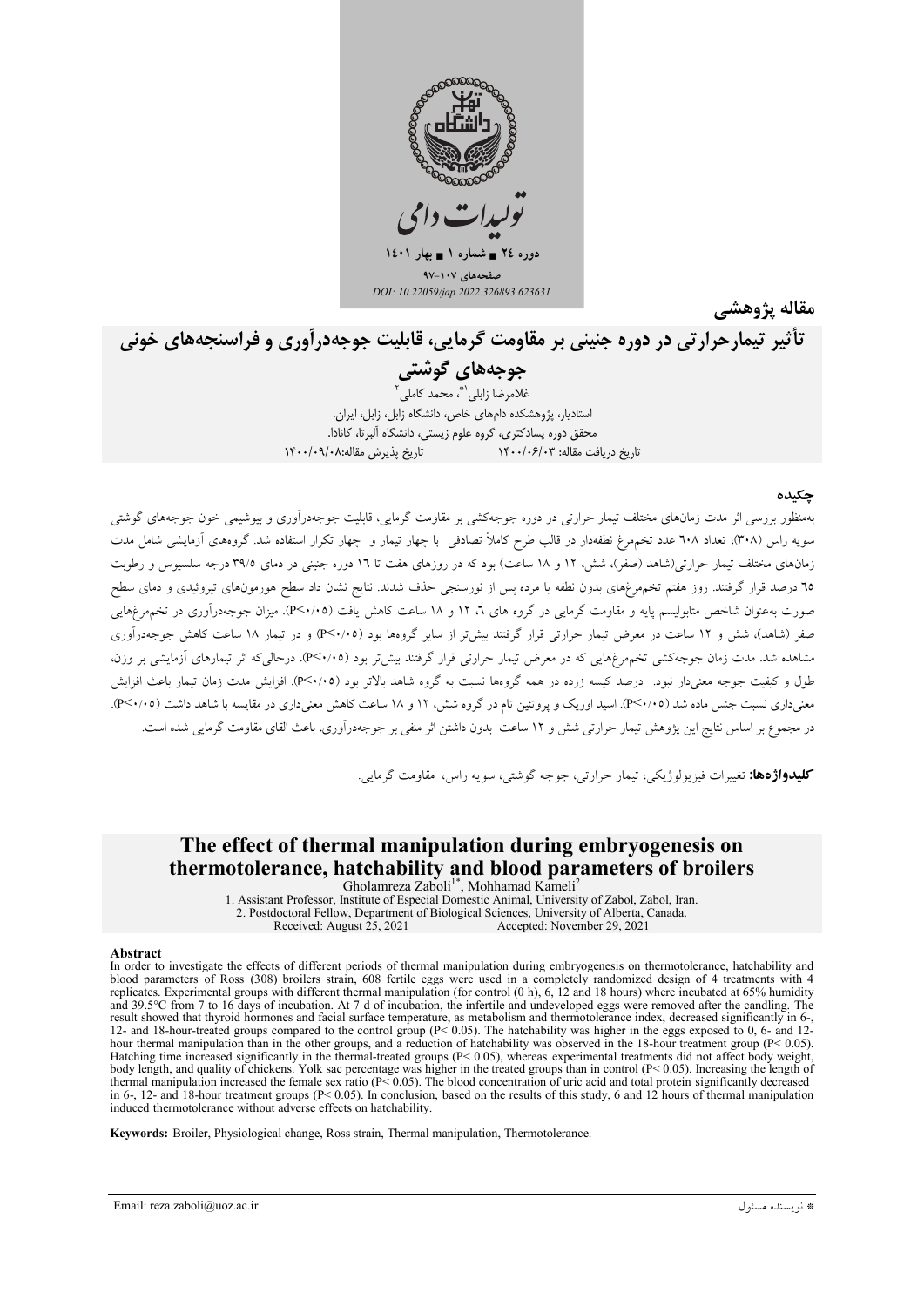تولیدات دامی

دوره ۲۴ ■ شماره ۱ ■ بهار ۱۴۰۱

صفحه‌های ۱۰۷-۹۷

DOI: 10.22059/jap.2022.326893.623631

**مقاله پژوهشی**

# تأثیر تیمارحرارتی در دوره جنینی بر مقاومت گرمایی، قابلیت جوجه‌درآوری و فراسنجه‌های خونی جوجه‌های گوشتی

غلامرضا زابلی[۱*]، محمد کاملی[۲]

۱. استادیار، پژوهشکده دام‌های خاص، دانشگاه زابل، زابل، ایران.
۲. محقق دوره پسادکتری، گروه علوم زیستی، دانشگاه آلبرتا، کانادا.

تاریخ دریافت مقاله: ۱۴۰۰/۰۶/۰۳ تاریخ پذیرش مقاله:۱۴۰۰/۰۹/۰۸

## چکیده

به‌منظور بررسی اثر مدت زمان‌های مختلف تیمار حرارتی در دوره جوجه‌کشی بر مقاومت گرمایی، قابلیت جوجه‌درآوری و بیوشیمی خون جوجه‌های گوشتی سویه راس (۳۰۸)، تعداد ۶۰۸ عدد تخم‌مرغ نطفه‌دار در قالب طرح کاملاً تصادفی با چهار تیمار و چهار تکرار استفاده شد. گروه‌های آزمایشی شامل مدت زمان‌های مختلف تیمار حرارتی(شاهد (صفر)، شش، ۱۲ و ۱۸ ساعت) بود که در روزهای هفت تا ۱۶ دوره جنینی در دمای ۳۹/۵ درجه سلسیوس و رطوبت ۶۵ درصد قرار گرفتند. روز هفتم تخم‌مرغ‌های بدون نطفه یا مرده پس از نورسنجی حذف شدند. نتایج نشان داد سطح هورمون‌های تیروئیدی و دمای سطح صورت به‌عنوان شاخص متابولیسم پایه و مقاومت گرمایی در گروه های ۶، ۱۲ و ۱۸ ساعت کاهش یافت (P<۰/۰۵). میزان جوجه‌درآوری در تخم‌مرغ‌هایی صفر (شاهد)، شش و ۱۲ ساعت در معرض تیمار حرارتی قرار گرفتند بیش‌تر از سایر گروه‌ها بود (P<۰/۰۵) و در تیمار ۱۸ ساعت کاهش جوجه‌درآوری مشاهده شد. مدت زمان جوجه‌کشی تخم‌مرغ‌هایی که در معرض تیمار حرارتی قرار گرفتند بیش‌تر بود (P<۰/۰۵). درحالی‌که اثر تیمارهای آزمایشی بر وزن، طول و کیفیت جوجه معنی‌دار نبود. درصد کیسه زرده در همه گروه‌ها نسبت به گروه شاهد بالاتر بود (P<۰/۰۵). افزایش مدت زمان تیمار باعث افزایش معنی‌داری نسبت جنس ماده شد (P<۰/۰۵). اسید اوریک و پروتئین تام در گروه شش، ۱۲ و ۱۸ ساعت کاهش معنی‌داری در مقایسه با شاهد داشت (P<۰/۰۵). در مجموع بر اساس نتایج این پژوهش تیمار حرارتی شش و ۱۲ ساعت بدون داشتن اثر منفی بر جوجه‌درآوری، باعث القای مقاومت گرمایی شده است.

**کلیدواژه‌ها:** تغییرات فیزیولوژیکی، تیمار حرارتی، جوجه گوشتی، سویه راس، مقاومت گرمایی.

# The effect of thermal manipulation during embryogenesis on thermotolerance, hatchability and blood parameters of broilers

Gholamreza Zaboli[1*], Mohhamad Kameli[2]

1. Assistant Professor, Institute of Especial Domestic Animal, University of Zabol, Zabol, Iran.
2. Postdoctoral Fellow, Department of Biological Sciences, University of Alberta, Canada.

Received: August 25, 2021 Accepted: November 29, 2021

## Abstract

In order to investigate the effects of different periods of thermal manipulation during embryogenesis on thermotolerance, hatchability and blood parameters of Ross (308) broilers strain, 608 fertile eggs were used in a completely randomized design of 4 treatments with 4 replicates. Experimental groups with different thermal manipulation (for control (0 h), 6, 12 and 18 hours) where incubated at 65% humidity and 39.5°C from 7 to 16 days of incubation. At 7 d of incubation, the infertile and undeveloped eggs were removed after the candling. The result showed that thyroid hormones and facial surface temperature, as metabolism and thermotolerance index, decreased significantly in 6-, 12- and 18-hour-treated groups compared to the control group ($P < 0.05$). The hatchability was higher in the eggs exposed to 0, 6- and 12-hour thermal manipulation than in the other groups, and a reduction of hatchability was observed in the 18-hour treatment group ($P < 0.05$). Hatching time increased significantly in the thermal-treated groups ($P < 0.05$), whereas experimental treatments did not affect body weight, body length, and quality of chickens. Yolk sac percentage was higher in the treated groups than in control ($P < 0.05$). Increasing the length of thermal manipulation increased the female sex ratio ($P < 0.05$). The blood concentration of uric acid and total protein significantly decreased in 6-, 12- and 18-hour treatment groups ($P < 0.05$). In conclusion, based on the results of this study, 6 and 12 hours of thermal manipulation induced thermotolerance without adverse effects on hatchability.

**Keywords:** Broiler, Physiological change, Ross strain, Thermal manipulation, Thermotolerance.

* نویسنده مسئول Email: reza.zaboli@uoz.ac.ir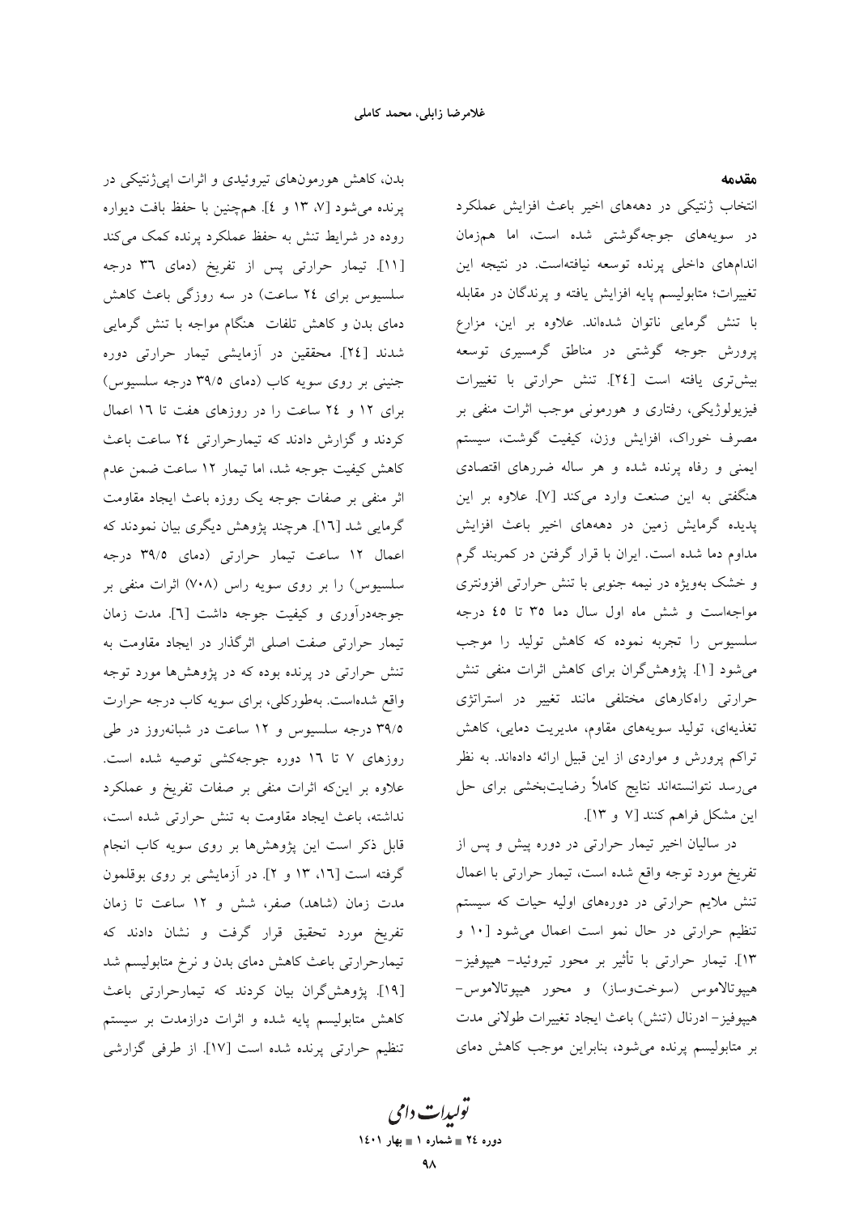## مقدمه

انتخاب ژنتیکی در دهه‌های اخیر باعث افزایش عملکرد در سویه‌های جوجه‌گوشتی شده است، اما همزمان اندام‌های داخلی پرنده توسعه نیافته‌است. در نتیجه این تغییرات؛ متابولیسم پایه افزایش یافته و پرندگان در مقابله با تنش گرمایی ناتوان شده‌اند. علاوه بر این، مزارع پرورش جوجه گوشتی در مناطق گرمسیری توسعه بیش‌تری یافته است [۲٤]. تنش حرارتی با تغییرات فیزیولوژیکی، رفتاری و هورمونی موجب اثرات منفی بر مصرف خوراک، افزایش وزن، کیفیت گوشت، سیستم ایمنی و رفاه پرنده شده و هر ساله ضررهای اقتصادی هنگفتی به این صنعت وارد می‌کند [۷]. علاوه بر این پدیده گرمایش زمین در دهه‌های اخیر باعث افزایش مداوم دما شده است. ایران با قرار گرفتن در کمربند گرم و خشک به‌ویژه در نیمه جنوبی با تنش حرارتی افزونتری مواجه‌است و شش ماه اول سال دما ۳۵ تا ٤۵ درجه سلسیوس را تجربه نموده که کاهش تولید را موجب می‌شود [۱]. پژوهش‌گران برای کاهش اثرات منفی تنش حرارتی راه‌کارهای مختلفی مانند تغییر در استراتژی تغذیه‌ای، تولید سویه‌های مقاوم، مدیریت دمایی، کاهش تراکم پرورش و مواردی از این قبیل ارائه داده‌اند. به نظر می‌رسد نتوانسته‌اند نتایج کاملاً رضایت‌بخشی برای حل این مشکل فراهم کنند [۷ و ۱۳].

در سالیان اخیر تیمار حرارتی در دوره پیش و پس از تفریخ مورد توجه واقع شده است، تیمار حرارتی با اعمال تنش ملایم حرارتی در دوره‌های اولیه حیات که سیستم تنظیم حرارتی در حال نمو است اعمال می‌شود [۱۰ و ۱۳]. تیمار حرارتی با تأثیر بر محور تیروئید- هیپوفیز- هیپوتالاموس (سوخت‌وساز) و محور هیپوتالاموس- هیپوفیز- ادرنال (تنش) باعث ایجاد تغییرات طولانی مدت بر متابولیسم پرنده می‌شود، بنابراین موجب کاهش دمای بدن، کاهش هورمون‌های تیروئیدی و اثرات اپی‌ژنتیکی در پرنده می‌شود [۷، ۱۳ و ٤]. همچنین با حفظ بافت دیواره روده در شرایط تنش به حفظ عملکرد پرنده کمک می‌کند [۱۱]. تیمار حرارتی پس از تفریخ (دمای ۳٦ درجه سلسیوس برای ۲٤ ساعت) در سه روزگی باعث کاهش دمای بدن و کاهش تلفات هنگام مواجه با تنش گرمایی شدند [۲٤]. محققین در آزمایشی تیمار حرارتی دوره جنینی بر روی سویه کاب (دمای ۳۹/۵ درجه سلسیوس) برای ۱۲ و ۲٤ ساعت را در روزهای هفت تا ۱٦ اعمال کردند و گزارش دادند که تیمارحرارتی ۲٤ ساعت باعث کاهش کیفیت جوجه شد، اما تیمار ۱۲ ساعت ضمن عدم اثر منفی بر صفات جوجه یک روزه باعث ایجاد مقاومت گرمایی شد [۱٦]. هرچند پژوهش دیگری بیان نمودند که اعمال ۱۲ ساعت تیمار حرارتی (دمای ۳۹/۵ درجه سلسیوس) را بر روی سویه راس (۷۰۸) اثرات منفی بر جوجه‌درآوری و کیفیت جوجه داشت [٦]. مدت زمان تیمار حرارتی صفت اصلی اثرگذار در ایجاد مقاومت به تنش حرارتی در پرنده بوده که در پژوهش‌ها مورد توجه واقع شده‌است. به‌طورکلی، برای سویه کاب درجه حرارت ۳۹/۵ درجه سلسیوس و ۱۲ ساعت در شبانه‌روز در طی روزهای ۷ تا ۱٦ دوره جوجه‌کشی توصیه شده است. علاوه بر این‌که اثرات منفی بر صفات تفریخ و عملکرد نداشته، باعث ایجاد مقاومت به تنش حرارتی شده است، قابل ذکر است این پژوهش‌ها بر روی سویه کاب انجام گرفته است [۱٦، ۱۳ و ۲]. در آزمایشی بر روی بوقلمون مدت زمان (شاهد) صفر، شش و ۱۲ ساعت تا زمان تفریخ مورد تحقیق قرار گرفت و نشان دادند که تیمارحرارتی باعث کاهش دمای بدن و نرخ متابولیسم شد [۱۹]. پژوهش‌گران بیان کردند که تیمارحرارتی باعث کاهش متابولیسم پایه شده و اثرات درازمدت بر سیستم تنظیم حرارتی پرنده شده است [۱۷]. از طرفی گزارشی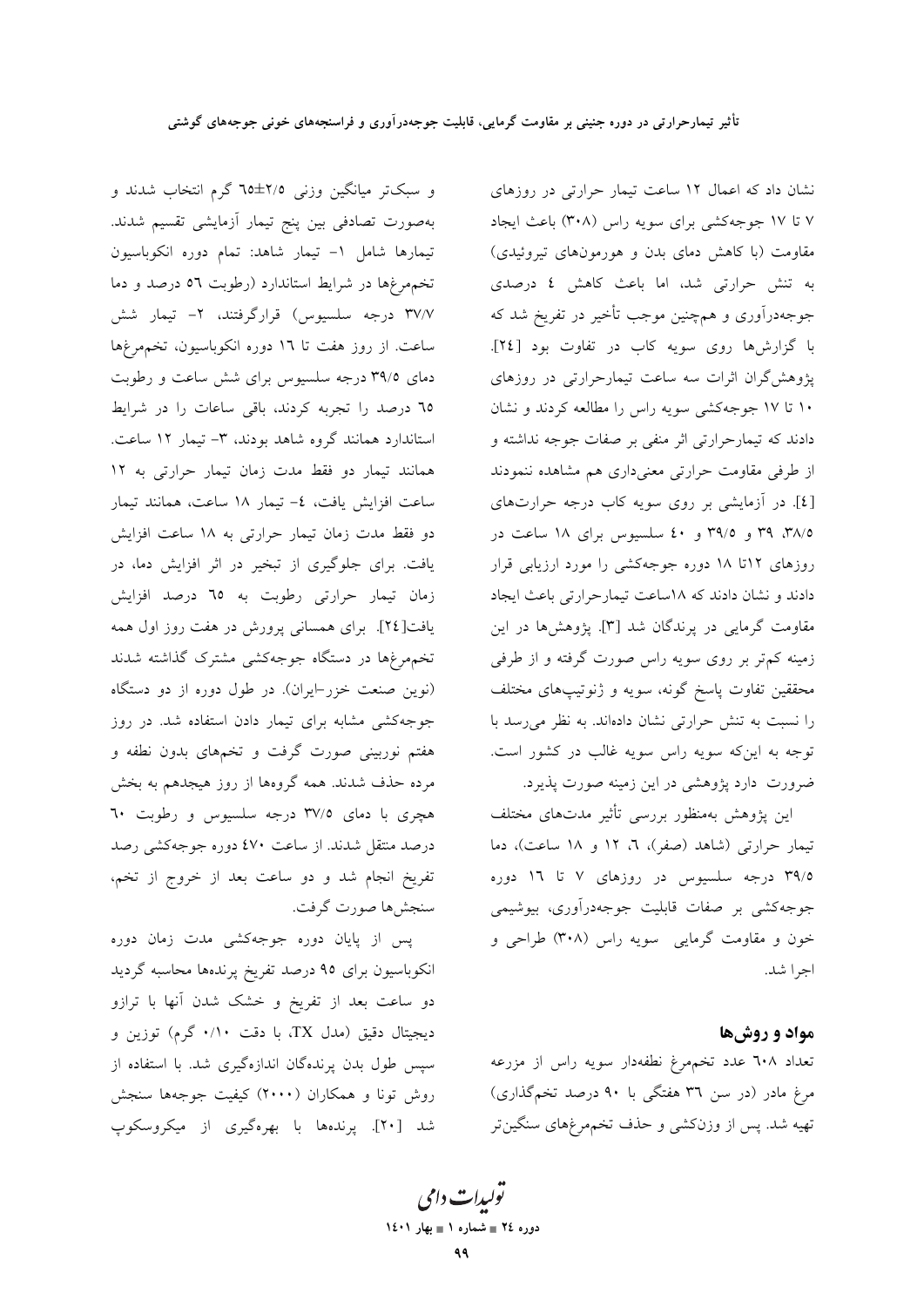نشان داد که اعمال ۱۲ ساعت تیمار حرارتی در روزهای ۷ تا ۱۷ جوجه‌کشی برای سویه راس (۳۰۸) باعث ایجاد مقاومت (با کاهش دمای بدن و هورمون‌های تیروئیدی) به تنش حرارتی شد، اما باعث کاهش ٤ درصدی جوجه‌درآوری و هم‌چنین موجب تأخیر در تفریخ شد که با گزارش‌ها روی سویه کاب در تفاوت بود [۲٤]. پژوهش‌گران اثرات سه ساعت تیمارحرارتی در روزهای ۱۰ تا ۱۷ جوجه‌کشی سویه راس را مطالعه کردند و نشان دادند که تیمارحرارتی اثر منفی بر صفات جوجه نداشته و از طرفی مقاومت حرارتی معنی‌داری هم مشاهده ننمودند [٤]. در آزمایشی بر روی سویه کاب درجه حرارت‌های ۳۸/۵، ۳۹ و ۳۹/۵ و ٤۰ سلسیوس برای ۱۸ ساعت در روزهای ۱۲تا ۱۸ دوره جوجه‌کشی را مورد ارزیابی قرار دادند و نشان دادند که ۱۸ساعت تیمارحرارتی باعث ایجاد مقاومت گرمایی در پرندگان شد [۳]. پژوهش‌ها در این زمینه کم‌تر بر روی سویه راس صورت گرفته و از طرفی محققین تفاوت پاسخ گونه، سویه و ژنوتیپ‌های مختلف را نسبت به تنش حرارتی نشان داده‌اند. به نظر می‌رسد با توجه به این‌که سویه راس سویه غالب در کشور است. ضرورت دارد پژوهشی در این زمینه صورت پذیرد.

این پژوهش به‌منظور بررسی تأثیر مدت‌های مختلف تیمار حرارتی (شاهد (صفر)، ٦، ۱۲ و ۱۸ ساعت)، دما ۳۹/۵ درجه سلسیوس در روزهای ۷ تا ۱٦ دوره جوجه‌کشی بر صفات قابلیت جوجه‌درآوری، بیوشیمی خون و مقاومت گرمایی سویه راس (۳۰۸) طراحی و اجرا شد.

## مواد و روش‌ها

تعداد ٦۰۸ عدد تخم‌مرغ نطفه‌دار سویه راس از مزرعه مرغ مادر (در سن ۳٦ هفتگی با ۹۰ درصد تخم‌گذاری) تهیه شد. پس از وزن‌کشی و حذف تخم‌مرغ‌های سنگین‌تر و سبک‌تر میانگین وزنی ۲/۵±٦۵ گرم انتخاب شدند و به‌صورت تصادفی بین پنج تیمار آزمایشی تقسیم شدند. تیمارها شامل ۱- تیمار شاهد: تمام دوره انکوباسیون تخم‌مرغ‌ها در شرایط استاندارد (رطوبت ٥٦ درصد و دما ۳۷/۷ درجه سلسیوس) قرارگرفتند، ۲- تیمار شش ساعت. از روز هفت تا ۱٦ دوره انکوباسیون، تخم‌مرغ‌ها دمای ۳۹/۵ درجه سلسیوس برای شش ساعت و رطوبت ٦۵ درصد را تجربه کردند، باقی ساعات را در شرایط استاندارد همانند گروه شاهد بودند، ۳- تیمار ۱۲ ساعت. همانند تیمار دو فقط مدت زمان تیمار حرارتی به ۱۲ ساعت افزایش یافت، ٤- تیمار ۱۸ ساعت، همانند تیمار دو فقط مدت زمان تیمار حرارتی به ۱۸ ساعت افزایش یافت. برای جلوگیری از تبخیر در اثر افزایش دما، در زمان تیمار حرارتی رطوبت به ٦۵ درصد افزایش یافت[۲٤]. برای همسانی پرورش در هفت روز اول همه تخم‌مرغ‌ها در دستگاه جوجه‌کشی مشترک گذاشته شدند (نوین صنعت خزر-ایران). در طول دوره از دو دستگاه جوجه‌کشی مشابه برای تیمار دادن استفاده شد. در روز هفتم نوربینی صورت گرفت و تخم‌های بدون نطفه و مرده حذف شدند. همه گروه‌ها از روز هیجدهم به بخش هچری با دمای ۳۷/۵ درجه سلسیوس و رطوبت ٦۰ درصد منتقل شدند. از ساعت ٤۷۰ دوره جوجه‌کشی رصد تفریخ انجام شد و دو ساعت بعد از خروج از تخم، سنجش‌ها صورت گرفت.

پس از پایان دوره جوجه‌کشی مدت زمان دوره انکوباسیون برای ۹۵ درصد تفریخ پرنده‌ها محاسبه گردید دو ساعت بعد از تفریخ و خشک شدن آنها با ترازو دیجیتال دقیق (مدل TX، با دقت ۰/۱۰ گرم) توزین و سپس طول بدن پرندگان اندازه‌گیری شد. با استفاده از روش تونا و همکاران (۲۰۰۰) کیفیت جوجه‌ها سنجش شد [۲۰]. پرنده‌ها با بهره‌گیری از میکروسکوپ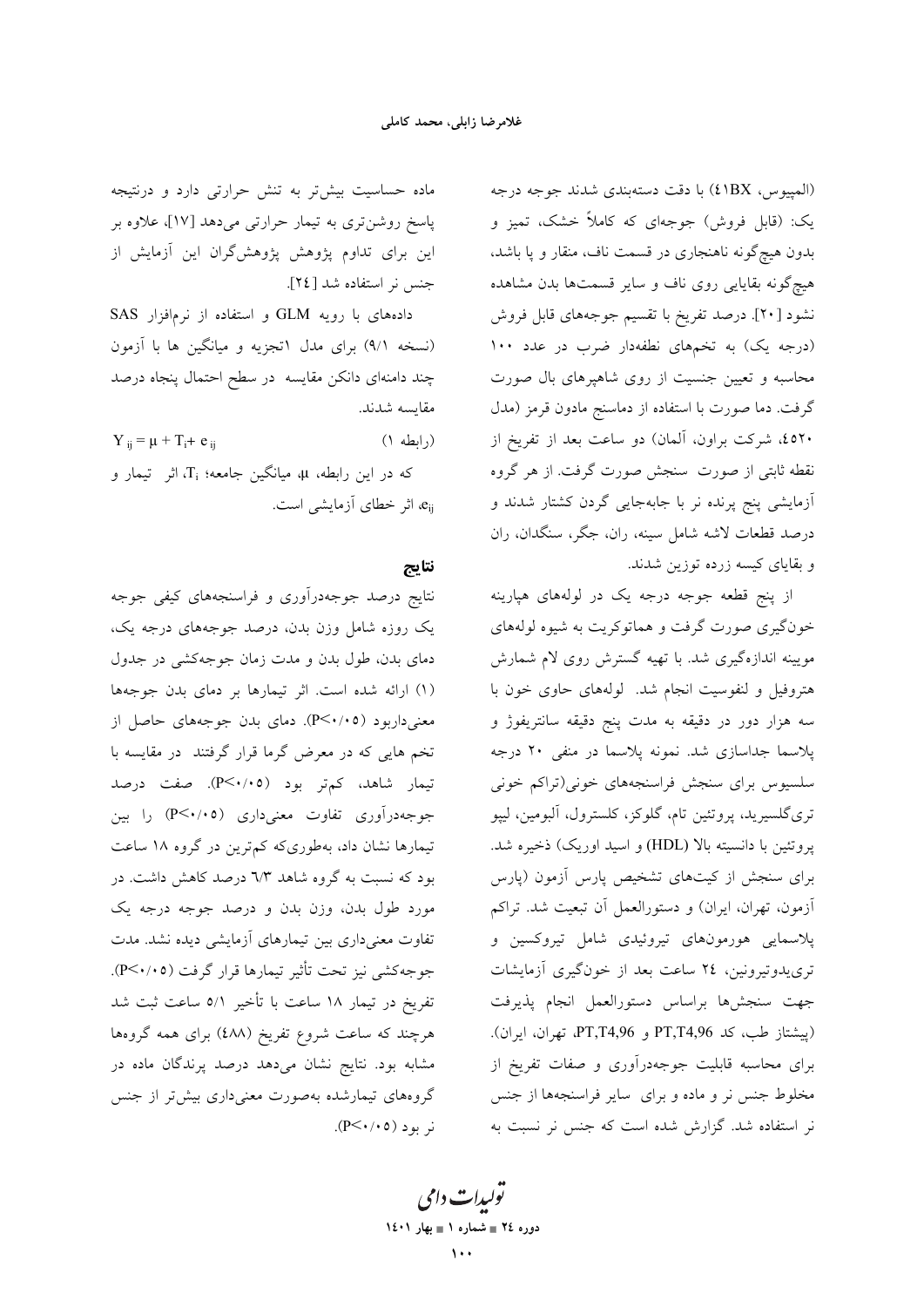(المپیوس، 41BX) با دقت دسته‌بندی شدند جوجه درجه یک: (قابل فروش) جوجه‌ای که کاملاً خشک، تمیز و بدون هیچ‌گونه ناهنجاری در قسمت ناف، منقار و پا باشد، هیچ‌گونه بقایایی روی ناف و سایر قسمت‌ها بدن مشاهده نشود [20]. درصد تفریخ با تقسیم جوجه‌های قابل فروش (درجه یک) به تخم‌های نطفه‌دار ضرب در عدد ۱۰۰ محاسبه و تعیین جنسیت از روی شاهپرهای بال صورت گرفت. دما صورت با استفاده از دماسنج مادون قرمز (مدل ۴۵۲۰، شرکت براون، آلمان) دو ساعت بعد از تفریخ از نقطه ثابتی از صورت سنجش صورت گرفت. از هر گروه آزمایشی پنج پرنده نر با جابه‌جایی گردن کشتار شدند و درصد قطعات لاشه شامل سینه، ران، جگر، سنگدان، ران و بقایای کیسه زرده توزین شدند.

از پنج قطعه جوجه درجه یک در لوله‌های هپارینه خون‌گیری صورت گرفت و هماتوکریت به شیوه لوله‌های مویینه اندازه‌گیری شد. با تهیه گسترش روی لام شمارش هتروفیل و لنفوسیت انجام شد. لوله‌های حاوی خون با سه هزار دور در دقیقه به مدت پنج دقیقه سانتریفوژ و پلاسما جداسازی شد. نمونه پلاسما در منفی ۲۰ درجه سلسیوس برای سنجش فراسنجه‌های خونی(تراکم خونی تری‌گلسیرید، پروتئین تام، گلوکز، کلسترول، آلبومین، لیپو پروتئین با دانسیته بالا (HDL) و اسید اوریک) ذخیره شد. برای سنجش از کیت‌های تشخیص پارس آزمون (پارس آزمون، تهران، ایران) و دستورالعمل آن تبعیت شد. تراکم پلاسمایی هورمون‌های تیروئیدی شامل تیروکسین و تری‌یدوتیرونین، ۲۴ ساعت بعد از خون‌گیری آزمایشات جهت سنجش‌ها براساس دستورالعمل انجام پذیرفت (پیشتاز طب، کد PT,T4,96 و PT,T4,96، تهران، ایران). برای محاسبه قابلیت جوجه‌درآوری و صفات تفریخ از مخلوط جنس نر و ماده و برای سایر فراسنجه‌ها از جنس نر استفاده شد. گزارش شده است که جنس نر نسبت به ماده حساسیت بیش‌تر به تنش حرارتی دارد و درنتیجه پاسخ روشن‌تری به تیمار حرارتی می‌دهد [17]، علاوه بر این برای تداوم پژوهش پژوهش‌گران این آزمایش از جنس نر استفاده شد [24].

داده‌های با رویه GLM و استفاده از نرم‌افزار SAS (نسخه ۹/۱) برای مدل ۱تجزیه و میانگین ها با آزمون چند دامنه‌ای دانکن مقایسه در سطح احتمال پنجاه درصد مقایسه شدند.

$$Y_{ij} = \mu + T_i + e_{ij} \qquad \text{(رابطه ۱)}$$

که در این رابطه، $\mu$، میانگین جامعه؛ $T_i$، اثر تیمار و $e_{ij}$، اثر خطای آزمایشی است.

## نتایج

نتایج درصد جوجه‌درآوری و فراسنجه‌های کیفی جوجه یک روزه شامل وزن بدن، درصد جوجه‌های درجه یک، دمای بدن، طول بدن و مدت زمان جوجه‌کشی در جدول (۱) ارائه شده است. اثر تیمارها بر دمای بدن جوجه‌ها معنی‌داربود ($P<0.05$). دمای بدن جوجه‌های حاصل از تخم هایی که در معرض گرما قرار گرفتند در مقایسه با تیمار شاهد، کم‌تر بود ($P<0.05$). صفت درصد جوجه‌درآوری تفاوت معنی‌داری ($P<0.05$) را بین تیمارها نشان داد، به‌طوری‌که کم‌ترین در گروه ۱۸ ساعت بود که نسبت به گروه شاهد ۶/۳ درصد کاهش داشت. در مورد طول بدن، وزن بدن و درصد جوجه درجه یک تفاوت معنی‌داری بین تیمارهای آزمایشی دیده نشد. مدت جوجه‌کشی نیز تحت تأثیر تیمارها قرار گرفت ($P<0.05$). تفریخ در تیمار ۱۸ ساعت با تأخیر ۵/۱ ساعت ثبت شد هرچند که ساعت شروع تفریخ (۴۸۸) برای همه گروه‌ها مشابه بود. نتایج نشان می‌دهد درصد پرندگان ماده در گروه‌های تیمارشده به‌صورت معنی‌داری بیش‌تر از جنس نر بود ($P<0.05$).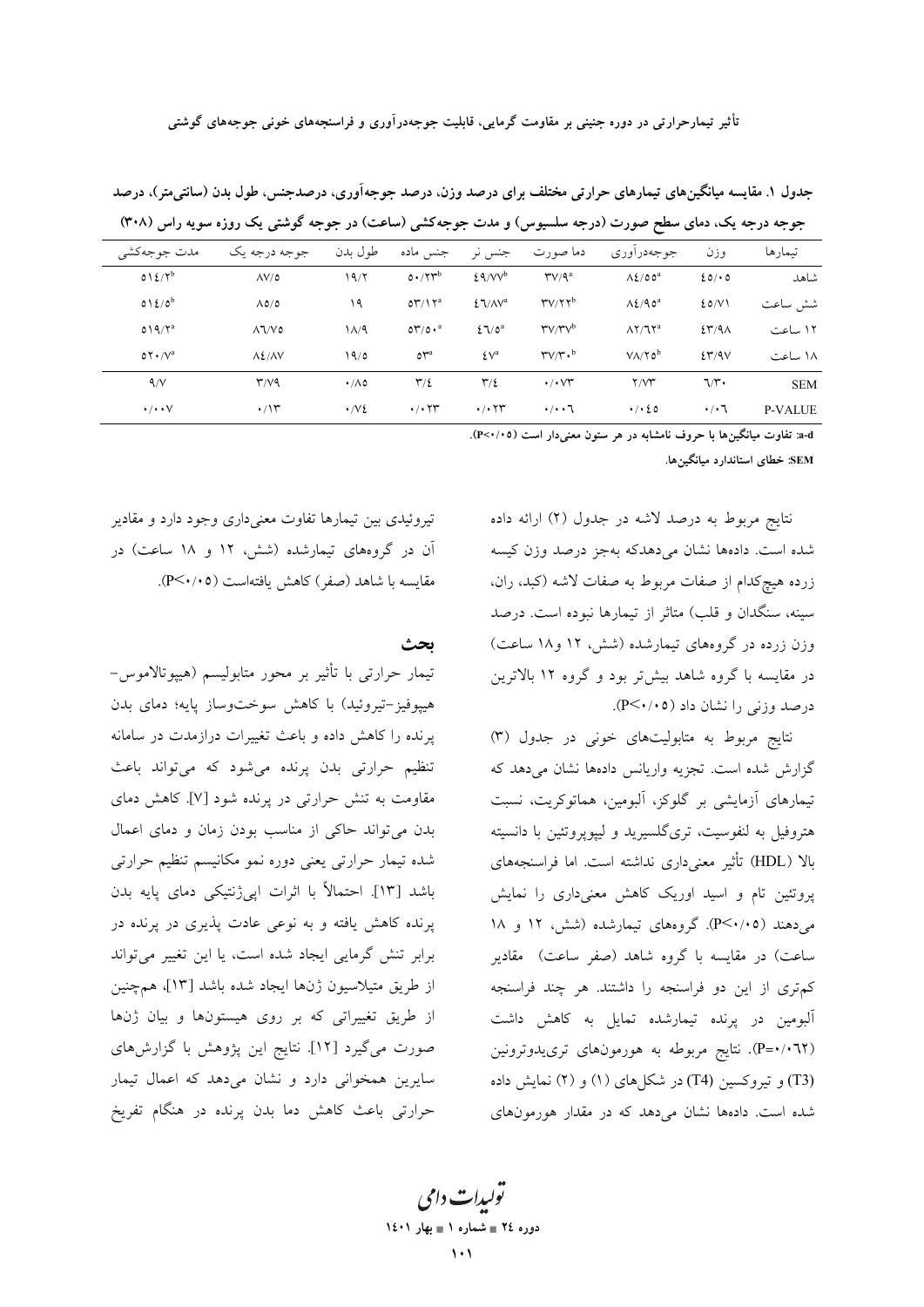جدول ۱. مقایسه میانگین‌های تیمارهای حرارتی مختلف برای درصد وزن، درصد جوجه‌آوری، درصدجنس، طول بدن (سانتی‌متر)، درصد جوجه درجه یک، دمای سطح صورت (درجه سلسیوس) و مدت جوجه‌کشی (ساعت) در جوجه گوشتی یک روزه سویه راس (۳۰۸)

| تیمارها | وزن | جوجه‌درآوری | دما صورت | جنس نر | جنس ماده | طول بدن | جوجه درجه یک | مدت جوجه‌کشی |
|---|---|---|---|---|---|---|---|---|
| شاهد | ۴۵/۰۵ | ۸۴/۵۵[a] | ۳۷/۹[a] | ۴۹/۷۷[b] | ۵۰/۲۳[b] | ۱۹/۲ | ۸۷/۵ | ۵۱۴/۲[b] |
| شش ساعت | ۴۵/۷۱ | ۸۴/۹۵[a] | ۳۷/۲۲[b] | ۴۶/۸۷[a] | ۵۳/۱۲[a] | ۱۹ | ۸۵/۵ | ۵۱۴/۵[b] |
| ۱۲ ساعت | ۴۳/۹۸ | ۸۲/۶۲[a] | ۳۷/۳۷[b] | ۴۶/۵[a] | ۵۳/۵۰[a] | ۱۸/۹ | ۸۶/۷۵ | ۵۱۹/۲[a] |
| ۱۸ ساعت | ۴۳/۹۷ | ۷۸/۲۵[b] | ۳۷/۳۰[b] | ۴۷[a] | ۵۳[a] | ۱۹/۵ | ۸۴/۸۷ | ۵۲۰/۷[a] |
| SEM | ۶/۳۰ | ۲/۷۳ | ۰/۰۷۳ | ۳/۴ | ۳/۴ | ۰/۸۵ | ۳/۷۹ | ۹/۷ |
| P-VALUE | ۰/۰۶ | ۰/۰۴۵ | ۰/۰۰۶ | ۰/۰۲۳ | ۰/۰۲۳ | ۰/۷۴ | ۰/۱۳ | ۰/۰۰۷ |

a-d: تفاوت میانگین‌ها با حروف نامشابه در هر ستون معنی‌دار است ($P<0.05$).

SEM: خطای استاندارد میانگین‌ها.

نتایج مربوط به درصد لاشه در جدول (۲) ارائه داده شده است. داده‌ها نشان می‌دهدکه به‌جز درصد وزن کیسه زرده هیچ‌کدام از صفات مربوط به صفات لاشه (کبد، ران، سینه، سنگدان و قلب) متاثر از تیمارها نبوده است. درصد وزن زرده در گروه‌های تیمارشده (شش، ۱۲ و۱۸ ساعت) در مقایسه با گروه شاهد بیش‌تر بود و گروه ۱۲ بالاترین درصد وزنی را نشان داد ($P<0.05$).

نتایج مربوط به متابولیت‌های خونی در جدول (۳) گزارش شده است. تجزیه واریانس داده‌ها نشان می‌دهد که تیمارهای آزمایشی بر گلوکز، آلبومین، هماتوکریت، نسبت هتروفیل به لنفوسیت، تری‌گلسیرید و لیپوپروتئین با دانسیته بالا (HDL) تأثیر معنی‌داری نداشته است. اما فراسنجه‌های پروتئین تام و اسید اوریک کاهش معنی‌داری را نمایش می‌دهند ($P<0.05$). گروه‌های تیمارشده (شش، ۱۲ و ۱۸ ساعت) در مقایسه با گروه شاهد (صفر ساعت) مقادیر کم‌تری از این دو فراسنجه را داشتند. هر چند فراسنجه آلبومین در پرنده تیمارشده تمایل به کاهش داشت ($P=0.062$). نتایج مربوطه به هورمون‌های تری‌یدوترونین (T3) و تیروکسین (T4) در شکل‌های (۱) و (۲) نمایش داده شده است. داده‌ها نشان می‌دهد که در مقدار هورمون‌های تیروئیدی بین تیمارها تفاوت معنی‌داری وجود دارد و مقادیر آن در گروه‌های تیمارشده (شش، ۱۲ و ۱۸ ساعت) در مقایسه با شاهد (صفر) کاهش یافته‌است ($P<0.05$).

## بحث

تیمار حرارتی با تأثیر بر محور متابولیسم (هیپوتالاموس- هیپوفیز-تیروئید) با کاهش سوخت‌وساز پایه؛ دمای بدن پرنده را کاهش داده و باعث تغییرات درازمدت در سامانه تنظیم حرارتی بدن پرنده می‌شود که می‌تواند باعث مقاومت به تنش حرارتی در پرنده شود [۷]. کاهش دمای بدن می‌تواند حاکی از مناسب بودن زمان و دمای اعمال شده تیمار حرارتی یعنی دوره نمو مکانیسم تنظیم حرارتی باشد [۱۳]. احتمالاً با اثرات اپی‌ژنتیکی دمای پایه بدن پرنده کاهش یافته و به نوعی عادت پذیری در پرنده در برابر تنش گرمایی ایجاد شده است، یا این تغییر می‌تواند از طریق متیلاسیون ژن‌ها ایجاد شده باشد [۱۳]، هم‌چنین از طریق تغییراتی که بر روی هیستون‌ها و بیان ژن‌ها صورت می‌گیرد [۱۲]. نتایج این پژوهش با گزارش‌های سایرین همخوانی دارد و نشان می‌دهد که اعمال تیمار حرارتی باعث کاهش دما بدن پرنده در هنگام تفریخ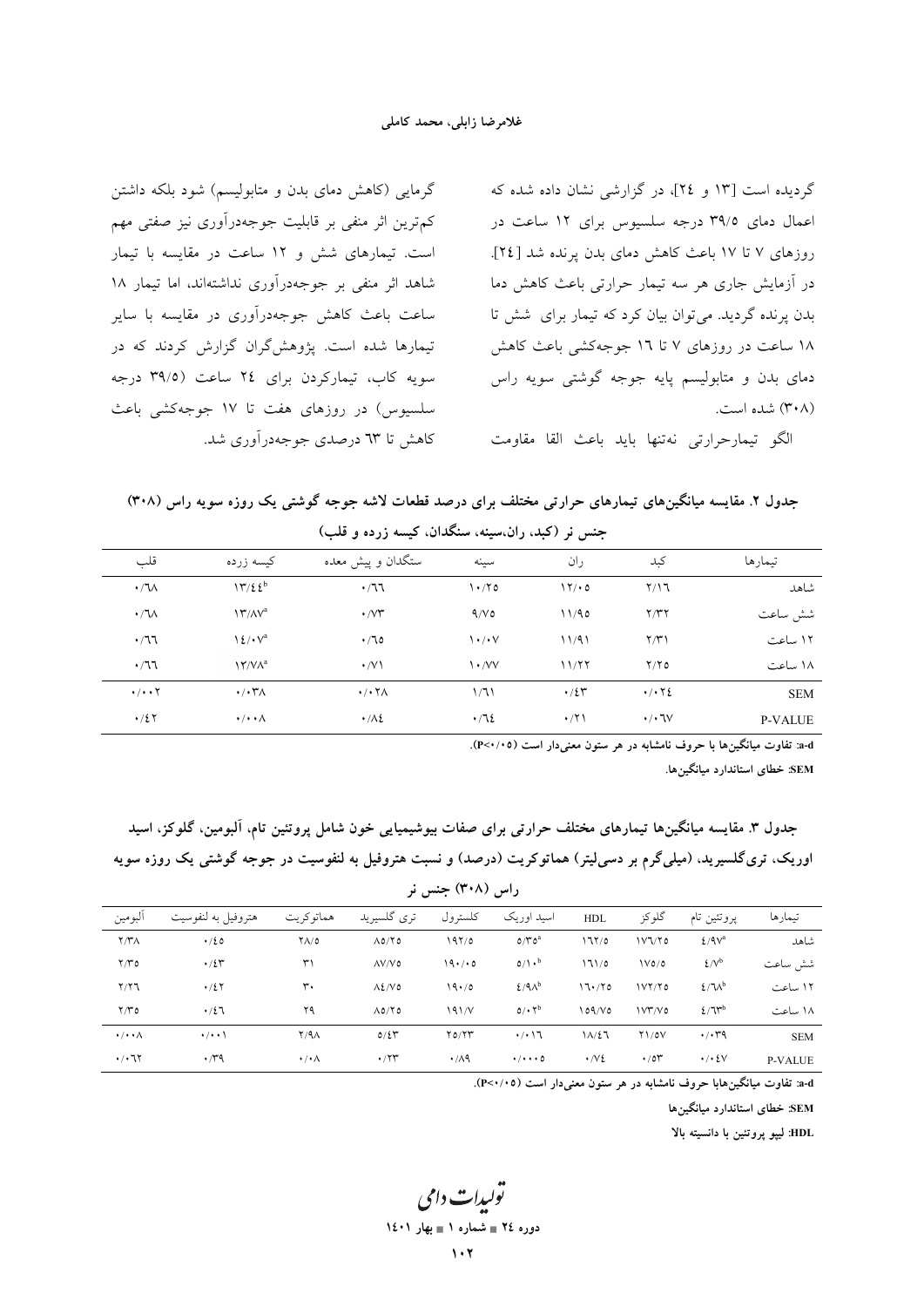گردیده است [۱۳ و ۲۴]، در گزارشی نشان داده شده که اعمال دمای ۳۹/۵ درجه سلسیوس برای ۱۲ ساعت در روزهای ۷ تا ۱۷ باعث کاهش دمای بدن پرنده شد [۲۴]. در آزمایش جاری هر سه تیمار حرارتی باعث کاهش دما بدن پرنده گردید. می‌توان بیان کرد که تیمار برای شش تا ۱۸ ساعت در روزهای ۷ تا ۱۶ جوجه‌کشی باعث کاهش دمای بدن و متابولیسم پایه جوجه گوشتی سویه راس (۳۰۸) شده است.

الگو تیمارحرارتی نه‌تنها باید باعث القا مقاومت گرمایی (کاهش دمای بدن و متابولیسم) شود بلکه داشتن کم‌ترین اثر منفی بر قابلیت جوجه‌درآوری نیز صفتی مهم است. تیمارهای شش و ۱۲ ساعت در مقایسه با تیمار شاهد اثر منفی بر جوجه‌درآوری نداشته‌اند، اما تیمار ۱۸ ساعت باعث کاهش جوجه‌درآوری در مقایسه با سایر تیمارها شده است. پژوهش‌گران گزارش کردند که در سویه کاب، تیمارکردن برای ۲۴ ساعت (۳۹/۵ درجه سلسیوس) در روزهای هفت تا ۱۷ جوجه‌کشی باعث کاهش تا ۶۳ درصدی جوجه‌درآوری شد.

**جدول ۲. مقایسه میانگین‌های تیمارهای حرارتی مختلف برای درصد قطعات لاشه جوجه گوشتی یک روزه سویه راس (۳۰۸) جنس نر (کبد، ران،سینه، سنگدان، کیسه زرده و قلب)**

| تیمارها | کبد | ران | سینه | سنگدان و پیش معده | کیسه زرده | قلب |
|---|---|---|---|---|---|---|
| شاهد | ۲/۱۶ | ۱۲/۰۰ | ۱۰/۲۵ | ۰/۶۶ | ۱۳/۴۴[b] | ۰/۶۸ |
| شش ساعت | ۲/۳۲ | ۱۱/۹۵ | ۹/۷۵ | ۰/۷۳ | ۱۳/۸۷[a] | ۰/۶۸ |
| ۱۲ ساعت | ۲/۳۱ | ۱۱/۹۱ | ۱۰/۰۷ | ۰/۶۵ | ۱۴/۰۷[a] | ۰/۶۶ |
| ۱۸ ساعت | ۲/۲۵ | ۱۱/۲۲ | ۱۰/۷۷ | ۰/۷۱ | ۱۳/۷۸[a] | ۰/۶۶ |
| SEM | ۰/۰۲۴ | ۰/۴۳ | ۱/۶۱ | ۰/۰۲۸ | ۰/۰۳۸ | ۰/۰۰۲ |
| P-VALUE | ۰/۰۶۷ | ۰/۲۱ | ۰/۶۴ | ۰/۸۴ | ۰/۰۰۸ | ۰/۴۲ |

**a-d**: تفاوت میانگین‌ها با حروف نامشابه در هر ستون معنی‌دار است (P<۰/۰۵).

**SEM**: خطای استاندارد میانگین‌ها.

**جدول ۳. مقایسه میانگین‌ها تیمارهای مختلف حرارتی برای صفات بیوشیمیایی خون شامل پروتئین تام، آلبومین، گلوکز، اسید اوریک، تری‌گلسیرید، (میلی‌گرم بر دسی‌لیتر) هماتوکریت (درصد) و نسبت هتروفیل به لنفوسیت در جوجه گوشتی یک روزه سویه راس (۳۰۸) جنس نر**

| تیمارها | پروتئین تام | گلوکز | HDL | اسید اوریک | کلسترول | تری گلسیرید | هماتوکریت | هتروفیل به لنفوسیت | آلبومین |
|---|---|---|---|---|---|---|---|---|---|
| شاهد | ۴/۹۷[a] | ۱۷۶/۲۵ | ۱۶۲/۵ | ۵/۳۵[a] | ۱۹۲/۵ | ۸۵/۲۵ | ۲۸/۵ | ۰/۴۵ | ۲/۳۸ |
| شش ساعت | ۴/۷[b] | ۱۷۵/۵ | ۱۶۱/۵ | ۵/۱۰[b] | ۱۹۰/۰۰ | ۸۷/۷۵ | ۳۱ | ۰/۴۳ | ۲/۳۵ |
| ۱۲ ساعت | ۴/۶۸[b] | ۱۷۲/۲۵ | ۱۶۰/۲۵ | ۴/۹۸[b] | ۱۹۰/۵ | ۸۴/۷۵ | ۳۰ | ۰/۴۲ | ۲/۲۶ |
| ۱۸ ساعت | ۴/۶۳[b] | ۱۷۳/۷۵ | ۱۵۹/۷۵ | ۵/۰۲[b] | ۱۹۱/۷ | ۸۵/۲۵ | ۲۹ | ۰/۴۶ | ۲/۳۵ |
| SEM | ۰/۰۳۹ | ۲۱/۵۷ | ۱۸/۴۶ | ۰/۰۱۶ | ۲۵/۲۳ | ۵/۴۳ | ۲/۹۸ | ۰/۰۰۱ | ۰/۰۰۸ |
| P-VALUE | ۰/۰۴۷ | ۰/۵۳ | ۰/۷۴ | ۰/۰۰۰۵ | ۰/۸۹ | ۰/۲۳ | ۰/۰۸ | ۰/۳۹ | ۰/۰۶۲ |

**a-d**: تفاوت میانگین‌هابا حروف نامشابه در هر ستون معنی‌دار است (P<۰/۰۵).

**SEM**: خطای استاندارد میانگین‌ها

**HDL**: لیپو پروتئین با دانسیته بالا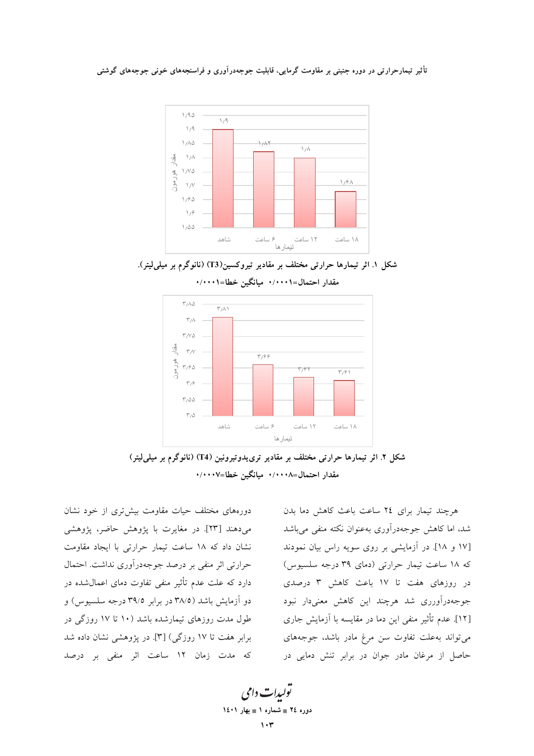شکل ۱. اثر تیمارها حرارتی مختلف بر مقادیر تیروکسین(T3) (نانوگرم بر میلی‌لیتر).

مقدار احتمال=۰/۰۰۰۱ میانگین خطا=۰/۰۰۰۱

شکل ۲. اثر تیمارها حرارتی مختلف بر مقادیر تری‌یدوتیرونین (T4) (نانوگرم بر میلی‌لیتر)

مقدار احتمال=۰/۰۰۰۸ میانگین خطا=۰/۰۰۰۷

هرچند تیمار برای ۲٤ ساعت باعث کاهش دما بدن شد، اما کاهش جوجه‌درآوری به‌عنوان نکته منفی می‌باشد [۱۷ و ۱۸]. در آزمایشی بر روی سویه راس بیان نمودند که ۱۸ ساعت تیمار حرارتی (دمای ۳۹ درجه سلسیوس) در روزهای هفت تا ۱۷ باعث کاهش ۳ درصدی جوجه‌درآوری شد هرچند این کاهش معنی‌دار نبود [۱۲]. عدم تأثیر منفی این دما در مقایسه با آزمایش جاری می‌تواند به‌علت تفاوت سن مرغ مادر باشد، جوجه‌های حاصل از مرغان مادر جوان در برابر تنش دمایی در دوره‌های مختلف حیات مقاومت بیش‌تری از خود نشان می‌دهند [۲۳]. در مغایرت با پژوهش حاضر، پژوهشی نشان داد که ۱۸ ساعت تیمار حرارتی با ایجاد مقاومت حرارتی اثر منفی بر درصد جوجه‌درآوری نداشت. احتمال دارد که علت عدم تأثیر منفی تفاوت دمای اعمال‌شده در دو آزمایش باشد (۳۸/۵ در برابر ۳۹/۵ درجه سلسیوس) و طول مدت روزهای تیمارشده باشد (۱۰ تا ۱۷ روزگی در برابر هفت تا ۱۷ روزگی) [۳]. در پژوهشی نشان داده شد که مدت زمان ۱۲ ساعت اثر منفی بر درصد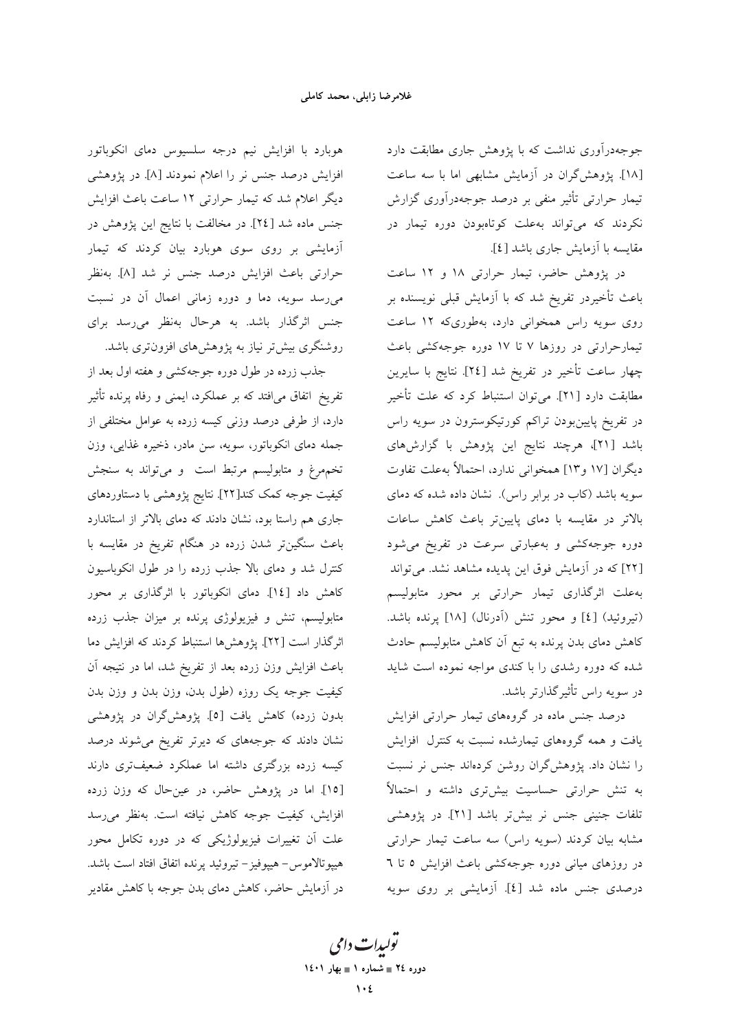جوجه‌درآوری نداشت که با پژوهش جاری مطابقت دارد [۱۸]. پژوهش‌گران در آزمایش مشابهی اما با سه ساعت تیمار حرارتی تأثیر منفی بر درصد جوجه‌درآوری گزارش نکردند که می‌تواند به‌علت کوتاه‌بودن دوره تیمار در مقایسه با آزمایش جاری باشد [٤].

در پژوهش حاضر، تیمار حرارتی ۱۸ و ۱۲ ساعت باعث تأخیردر تفریخ شد که با آزمایش قبلی نویسنده بر روی سویه راس همخوانی دارد، به‌طوری‌که ۱۲ ساعت تیمارحرارتی در روزها ۷ تا ۱۷ دوره جوجه‌کشی باعث چهار ساعت تأخیر در تفریخ شد [٢٤]. نتایج با سایرین مطابقت دارد [٢١]. می‌توان استنباط کرد که علت تأخیر در تفریخ پایین‌بودن تراکم کورتیکوسترون در سویه راس باشد [٢١]، هرچند نتایج این پژوهش با گزارش‌های دیگران [١٧ و١٣] همخوانی ندارد، احتمالاً به‌علت تفاوت سویه باشد (کاب در برابر راس). نشان داده شده که دمای بالاتر در مقایسه با دمای پایین‌تر باعث کاهش ساعات دوره جوجه‌کشی و به‌عبارتی سرعت در تفریخ می‌شود [٢٢] که در آزمایش فوق این پدیده مشاهد نشد. می‌تواند به‌علت اثرگذاری تیمار حرارتی بر محور متابولیسم (تیروئید) [٤] و محور تنش (آدرنال) [١٨] پرنده باشد. کاهش دمای بدن پرنده به تبع آن کاهش متابولیسم حادث شده که دوره رشدی را با کندی مواجه نموده است شاید در سویه راس تأثیرگذارتر باشد.

درصد جنس ماده در گروه‌های تیمار حرارتی افزایش یافت و همه گروه‌های تیمارشده نسبت به کنترل افزایش را نشان داد. پژوهش‌گران روشن کرده‌اند جنس نر نسبت به تنش حرارتی حساسیت بیش‌تری داشته و احتمالاً تلفات جنینی جنس نر بیش‌تر باشد [٢١]. در پژوهشی مشابه بیان کردند (سویه راس) سه ساعت تیمار حرارتی در روزهای میانی دوره جوجه‌کشی باعث افزایش ٥ تا ٦ درصدی جنس ماده شد [٤]. آزمایشی بر روی سویه هوبارد با افزایش نیم درجه سلسیوس دمای انکوباتور افزایش درصد جنس نر را اعلام نمودند [٨]. در پژوهشی دیگر اعلام شد که تیمار حرارتی ۱۲ ساعت باعث افزایش جنس ماده شد [٢٤]. در مخالفت با نتایج این پژوهش در آزمایشی بر روی سوی هوبارد بیان کردند که تیمار حرارتی باعث افزایش درصد جنس نر شد [٨]. به‌نظر می‌رسد سویه، دما و دوره زمانی اعمال آن در نسبت جنس اثرگذار باشد. به هرحال به‌نظر می‌رسد برای روشنگری بیش‌تر نیاز به پژوهش‌های افزون‌تری باشد.

جذب زرده در طول دوره جوجه‌کشی و هفته اول بعد از تفریخ اتفاق می‌افتد که بر عملکرد، ایمنی و رفاه پرنده تأثیر دارد، از طرفی درصد وزنی کیسه زرده به عوامل مختلفی از جمله دمای انکوباتور، سویه، سن مادر، ذخیره غذایی، وزن تخم‌مرغ و متابولیسم مرتبط است و می‌تواند به سنجش کیفیت جوجه کمک کند[٢٢]. نتایج پژوهشی با دستاوردهای جاری هم راستا بود، نشان دادند که دمای بالاتر از استاندارد باعث سنگین‌تر شدن زرده در هنگام تفریخ در مقایسه با کنترل شد و دمای بالا جذب زرده را در طول انکوباسیون کاهش داد [١٤]. دمای انکوباتور با اثرگذاری بر محور متابولیسم، تنش و فیزیولوژی پرنده بر میزان جذب زرده اثرگذار است [٢٢]. پژوهش‌ها استنباط کردند که افزایش دما باعث افزایش وزن زرده بعد از تفریخ شد، اما در نتیجه آن کیفیت جوجه یک روزه (طول بدن، وزن بدن و وزن بدن بدون زرده) کاهش یافت [٥]. پژوهش‌گران در پژوهشی نشان دادند که جوجه‌های که دیرتر تفریخ می‌شوند درصد کیسه زرده بزرگتری داشته اما عملکرد ضعیف‌تری دارند [١٥]. اما در پژوهش حاضر، در عین‌حال که وزن زرده افزایش، کیفیت جوجه کاهش نیافته است. به‌نظر می‌رسد علت آن تغییرات فیزیولوژیکی که در دوره تکامل محور هیپوتالاموس- هیپوفیز- تیروئید پرنده اتفاق افتاد است باشد. در آزمایش حاضر، کاهش دمای بدن جوجه با کاهش مقادیر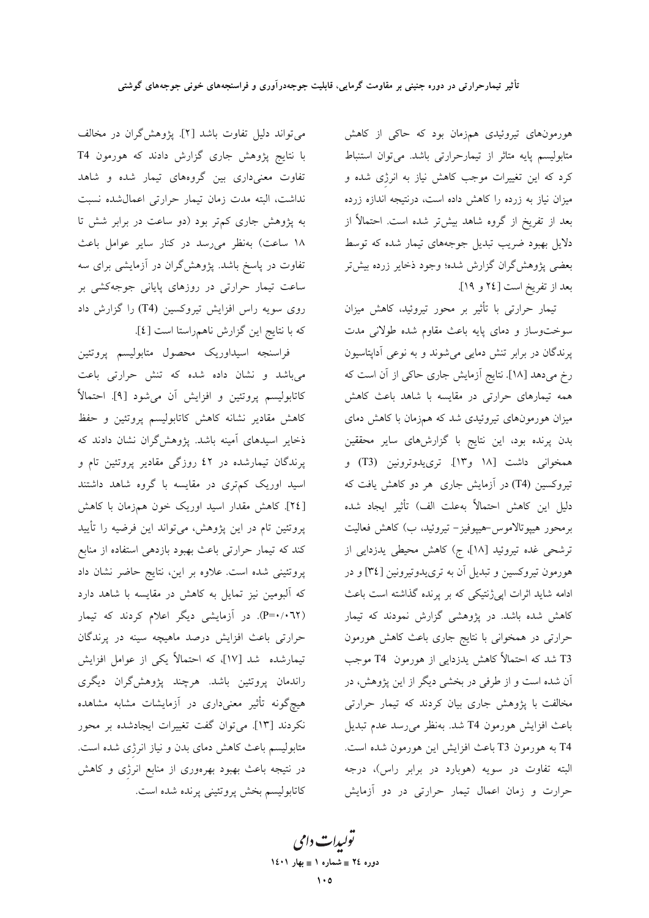هورمون‌های تیروئیدی هم‌زمان بود که حاکی از کاهش متابولیسم پایه متاثر از تیمارحرارتی باشد. می‌توان استنباط کرد که این تغییرات موجب کاهش نیاز به انرژی شده و میزان نیاز به زرده را کاهش داده است، درنتیجه اندازه زرده بعد از تفریخ از گروه شاهد بیش‌تر شده است. احتمالاً از دلایل بهبود ضریب تبدیل جوجه‌های تیمار شده که توسط بعضی پژوهش‌گران گزارش شده؛ وجود ذخایر زرده بیش‌تر بعد از تفریخ است [۲۴ و ۱۹].

تیمار حرارتی با تأثیر بر محور تیروئید، کاهش میزان سوخت‌وساز و دمای پایه باعث مقاوم شده طولانی مدت پرندگان در برابر تنش دمایی می‌شوند و به نوعی آداپتاسیون رخ می‌دهد [۱۸]. نتایج آزمایش جاری حاکی از آن است که همه تیمارهای حرارتی در مقایسه با شاهد باعث کاهش میزان هورمون‌های تیروئیدی شد که هم‌زمان با کاهش دمای بدن پرنده بود، این نتایج با گزارش‌های سایر محققین همخوانی داشت [۱۸ و۱۳]. تری‌یدوترونین (T3) و تیروکسین (T4) در آزمایش جاری هر دو کاهش یافت که دلیل این کاهش احتمالاً به‌علت الف) تأثیر ایجاد شده برمحور هیپوتالاموس-هیپوفیز- تیروئید، ب) کاهش فعالیت ترشحی غده تیروئید [۱۸]، ج) کاهش محیطی یدزدایی از هورمون تیروکسین و تبدیل آن به تری‌یدوتیرونین [۳۴] و در ادامه شاید اثرات اپی‌ژنتیکی که بر پرنده گذاشته است باعث کاهش شده باشد. در پژوهشی گزارش نمودند که تیمار حرارتی در همخوانی با نتایج جاری باعث کاهش هورمون T3 شد که احتمالاً کاهش یدزدایی از هورمون T4 موجب آن شده است و از طرفی در بخشی دیگر از این پژوهش، در مخالفت با پژوهش جاری بیان کردند که تیمار حرارتی باعث افزایش هورمون T4 شد. به‌نظر می‌رسد عدم تبدیل T4 به هورمون T3 باعث افزایش این هورمون شده است. البته تفاوت در سویه (هوبارد در برابر راس)، درجه حرارت و زمان اعمال تیمار حرارتی در دو آزمایش می‌تواند دلیل تفاوت باشد [۲]. پژوهش‌گران در مخالف با نتایج پژوهش جاری گزارش دادند که هورمون T4 تفاوت معنی‌داری بین گروه‌های تیمار شده و شاهد نداشت، البته مدت زمان تیمار حرارتی اعمال‌شده نسبت به پژوهش جاری کم‌تر بود (دو ساعت در برابر شش تا ۱۸ ساعت) به‌نظر می‌رسد در کنار سایر عوامل باعث تفاوت در پاسخ باشد. پژوهش‌گران در آزمایشی برای سه ساعت تیمار حرارتی در روزهای پایانی جوجه‌کشی بر روی سویه راس افزایش تیروکسین (T4) را گزارش داد که با نتایج این گزارش ناهم‌راستا است [۴].

فراسنجه اسیداوریک محصول متابولیسم پروتئین می‌باشد و نشان داده شده که تنش حرارتی باعث کاتابولیسم پروتئین و افزایش آن می‌شود [۹]. احتمالاً کاهش مقادیر نشانه کاهش کاتابولیسم پروتئین و حفظ ذخایر اسیدهای آمینه باشد. پژوهش‌گران نشان دادند که پرندگان تیمارشده در ۴۲ روزگی مقادیر پروتئین تام و اسید اوریک کم‌تری در مقایسه با گروه شاهد داشتند [۲۴]. کاهش مقدار اسید اوریک خون هم‌زمان با کاهش پروتئین تام در این پژوهش، می‌تواند این فرضیه را تأیید کند که تیمار حرارتی باعث بهبود بازدهی استفاده از منابع پروتئینی شده است. علاوه بر این، نتایج حاضر نشان داد که آلبومین نیز تمایل به کاهش در مقایسه با شاهد دارد (P=۰/۰۶۲). در آزمایشی دیگر اعلام کردند که تیمار حرارتی باعث افزایش درصد ماهیچه سینه در پرندگان تیمارشده شد [۱۷]، که احتمالاً یکی از عوامل افزایش راندمان پروتئین باشد. هرچند پژوهش‌گران دیگری هیچ‌گونه تأثیر معنی‌داری در آزمایشات مشابه مشاهده نکردند [۱۳]. می‌توان گفت تغییرات ایجادشده بر محور متابولیسم باعث کاهش دمای بدن و نیاز انرژی شده است. در نتیجه باعث بهبود بهره‌وری از منابع انرژی و کاهش کاتابولیسم بخش پروتئینی پرنده شده است.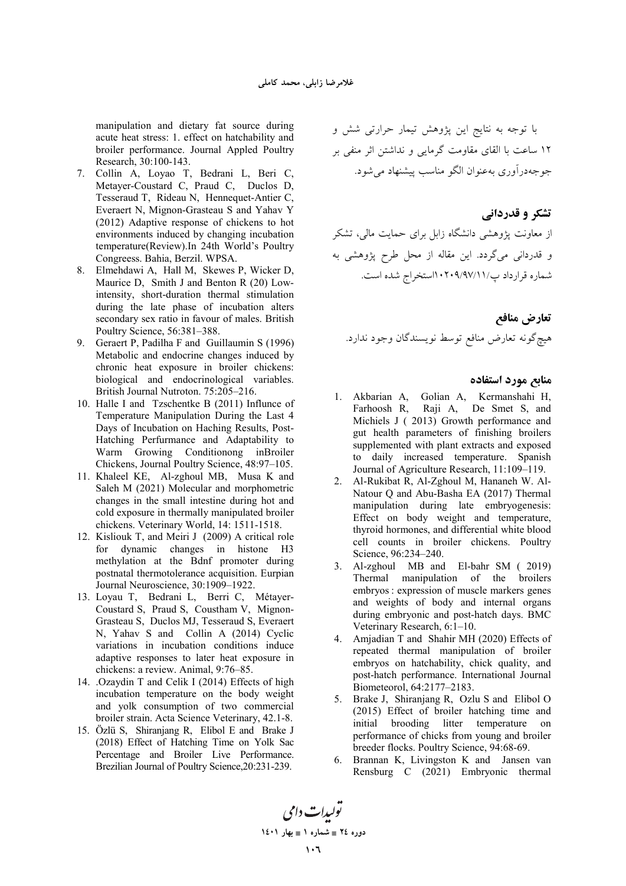با توجه به نتایج این پژوهش تیمار حرارتی شش و ۱۲ ساعت با القای مقاومت گرمایی و نداشتن اثر منفی بر جوجه‌درآوری به‌عنوان الگو مناسب پیشنهاد می‌شود.

## تشکر و قدردانی

از معاونت پژوهشی دانشگاه زابل برای حمایت مالی، تشکر و قدردانی می‌گردد. این مقاله از محل طرح پژوهشی به شماره قرارداد پ/۹۷/۱۱/۱۰۲۰۹استخراج شده است.

## تعارض منافع

هیچ‌گونه تعارض منافع توسط نویسندگان وجود ندارد.

## منابع مورد استفاده

1. Akbarian A, Golian A, Kermanshahi H, Farhoosh R, Raji A, De Smet S, and Michiels J ( 2013) Growth performance and gut health parameters of finishing broilers supplemented with plant extracts and exposed to daily increased temperature. Spanish Journal of Agriculture Research, 11:109–119.
2. Al-Rukibat R, Al-Zghoul M, Hananeh W. Al-Natour Q and Abu-Basha EA (2017) Thermal manipulation during late embryogenesis: Effect on body weight and temperature, thyroid hormones, and differential white blood cell counts in broiler chickens. Poultry Science, 96:234–240.
3. Al-zghoul MB and El-bahr SM ( 2019) Thermal manipulation of the broilers embryos : expression of muscle markers genes and weights of body and internal organs during embryonic and post-hatch days. BMC Veterinary Research, 6:1–10.
4. Amjadian T and Shahir MH (2020) Effects of repeated thermal manipulation of broiler embryos on hatchability, chick quality, and post-hatch performance. International Journal Biometeorol, 64:2177–2183.
5. Brake J, Shiranjang R, Ozlu S and Elibol O (2015) Effect of broiler hatching time and initial brooding litter temperature on performance of chicks from young and broiler breeder flocks. Poultry Science, 94:68-69.
6. Brannan K, Livingston K and Jansen van Rensburg C (2021) Embryonic thermal manipulation and dietary fat source during acute heat stress: 1. effect on hatchability and broiler performance. Journal Appled Poultry Research, 30:100-143.
7. Collin A, Loyao T, Bedrani L, Beri C, Metayer-Coustard C, Praud C, Duclos D, Tesseraud T, Rideau N, Hennequet-Antier C, Everaert N, Mignon-Grasteau S and Yahav Y (2012) Adaptive response of chickens to hot environments induced by changing incubation temperature(Review).In 24th World's Poultry Congreess. Bahia, Berzil. WPSA.
8. Elmehdawi A, Hall M, Skewes P, Wicker D, Maurice D, Smith J and Benton R (20) Low-intensity, short-duration thermal stimulation during the late phase of incubation alters secondary sex ratio in favour of males. British Poultry Science, 56:381–388.
9. Geraert P, Padilha F and Guillaumin S (1996) Metabolic and endocrine changes induced by chronic heat exposure in broiler chickens: biological and endocrinological variables. British Journal Nutroton. 75:205–216.
10. Halle I and Tzschentke B (2011) Influnce of Temperature Manipulation During the Last 4 Days of Incubation on Haching Results, Post-Hatching Perfurmance and Adaptability to Warm Growing Conditionong inBroiler Chickens, Journal Poultry Science, 48:97–105.
11. Khaleel KE, Al-zghoul MB, Musa K and Saleh M (2021) Molecular and morphometric changes in the small intestine during hot and cold exposure in thermally manipulated broiler chickens. Veterinary World, 14: 1511-1518.
12. Kisliouk T, and Meiri J (2009) A critical role for dynamic changes in histone H3 methylation at the Bdnf promoter during postnatal thermotolerance acquisition. Eurpian Journal Neuroscience, 30:1909–1922.
13. Loyau T, Bedrani L, Berri C, Métayer-Coustard S, Praud S, Coustham V, Mignon-Grasteau S, Duclos MJ, Tesseraud S, Everaert N, Yahav S and Collin A (2014) Cyclic variations in incubation conditions induce adaptive responses to later heat exposure in chickens: a review. Animal, 9:76–85.
14. .Ozaydin T and Celik I (2014) Effects of high incubation temperature on the body weight and yolk consumption of two commercial broiler strain. Acta Science Veterinary, 42.1-8.
15. Özlü S, Shiranjang R, Elibol E and Brake J (2018) Effect of Hatching Time on Yolk Sac Percentage and Broiler Live Performance. Brezilian Journal of Poultry Science,20:231-239.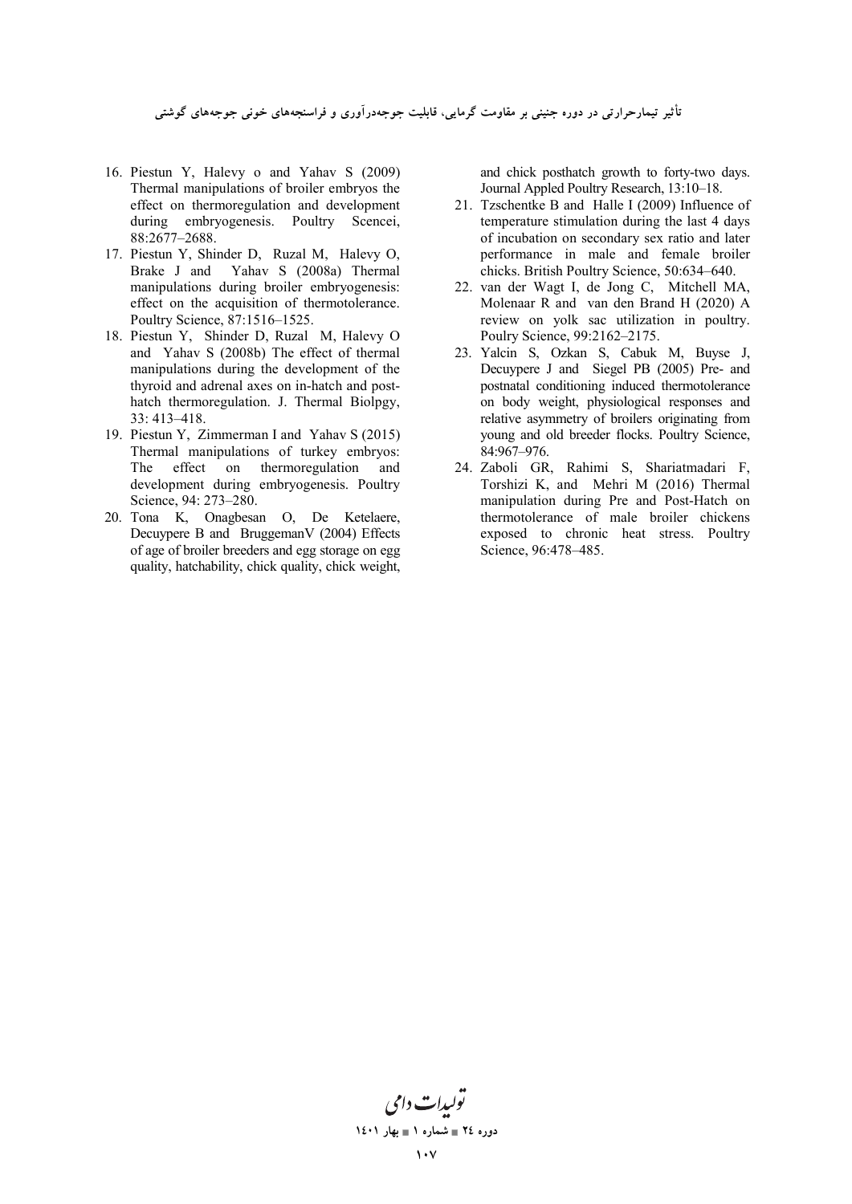16. Piestun Y, Halevy o and Yahav S (2009) Thermal manipulations of broiler embryos the effect on thermoregulation and development during embryogenesis. Poultry Scencei, 88:2677–2688.
17. Piestun Y, Shinder D, Ruzal M, Halevy O, Brake J and Yahav S (2008a) Thermal manipulations during broiler embryogenesis: effect on the acquisition of thermotolerance. Poultry Science, 87:1516–1525.
18. Piestun Y, Shinder D, Ruzal M, Halevy O and Yahav S (2008b) The effect of thermal manipulations during the development of the thyroid and adrenal axes on in-hatch and post-hatch thermoregulation. J. Thermal Biolpgy, 33: 413–418.
19. Piestun Y, Zimmerman I and Yahav S (2015) Thermal manipulations of turkey embryos: The effect on thermoregulation and development during embryogenesis. Poultry Science, 94: 273–280.
20. Tona K, Onagbesan O, De Ketelaere, Decuypere B and BruggemanV (2004) Effects of age of broiler breeders and egg storage on egg quality, hatchability, chick quality, chick weight, and chick posthatch growth to forty-two days. Journal Appled Poultry Research, 13:10–18.
21. Tzschentke B and Halle I (2009) Influence of temperature stimulation during the last 4 days of incubation on secondary sex ratio and later performance in male and female broiler chicks. British Poultry Science, 50:634–640.
22. van der Wagt I, de Jong C, Mitchell MA, Molenaar R and van den Brand H (2020) A review on yolk sac utilization in poultry. Poulry Science, 99:2162–2175.
23. Yalcin S, Ozkan S, Cabuk M, Buyse J, Decuypere J and Siegel PB (2005) Pre- and postnatal conditioning induced thermotolerance on body weight, physiological responses and relative asymmetry of broilers originating from young and old breeder flocks. Poultry Science, 84:967–976.
24. Zaboli GR, Rahimi S, Shariatmadari F, Torshizi K, and Mehri M (2016) Thermal manipulation during Pre and Post-Hatch on thermotolerance of male broiler chickens exposed to chronic heat stress. Poultry Science, 96:478–485.